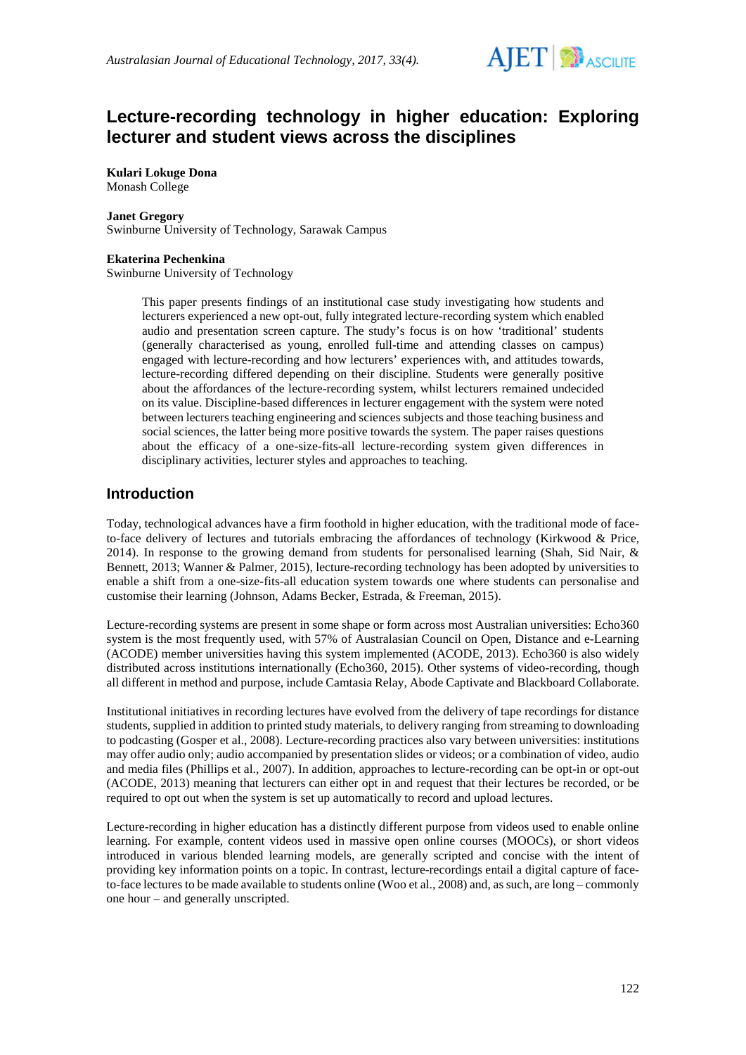# Lecture-recording technology in higher education: Exploring lecturer and student views across the disciplines

**Kulari Lokuge Dona**
Monash College

**Janet Gregory**
Swinburne University of Technology, Sarawak Campus

**Ekaterina Pechenkina**
Swinburne University of Technology

> This paper presents findings of an institutional case study investigating how students and lecturers experienced a new opt-out, fully integrated lecture-recording system which enabled audio and presentation screen capture. The study's focus is on how 'traditional' students (generally characterised as young, enrolled full-time and attending classes on campus) engaged with lecture-recording and how lecturers' experiences with, and attitudes towards, lecture-recording differed depending on their discipline. Students were generally positive about the affordances of the lecture-recording system, whilst lecturers remained undecided on its value. Discipline-based differences in lecturer engagement with the system were noted between lecturers teaching engineering and sciences subjects and those teaching business and social sciences, the latter being more positive towards the system. The paper raises questions about the efficacy of a one-size-fits-all lecture-recording system given differences in disciplinary activities, lecturer styles and approaches to teaching.

## Introduction

Today, technological advances have a firm foothold in higher education, with the traditional mode of face-to-face delivery of lectures and tutorials embracing the affordances of technology (Kirkwood & Price, 2014). In response to the growing demand from students for personalised learning (Shah, Sid Nair, & Bennett, 2013; Wanner & Palmer, 2015), lecture-recording technology has been adopted by universities to enable a shift from a one-size-fits-all education system towards one where students can personalise and customise their learning (Johnson, Adams Becker, Estrada, & Freeman, 2015).

Lecture-recording systems are present in some shape or form across most Australian universities: Echo360 system is the most frequently used, with 57% of Australasian Council on Open, Distance and e-Learning (ACODE) member universities having this system implemented (ACODE, 2013). Echo360 is also widely distributed across institutions internationally (Echo360, 2015). Other systems of video-recording, though all different in method and purpose, include Camtasia Relay, Abode Captivate and Blackboard Collaborate.

Institutional initiatives in recording lectures have evolved from the delivery of tape recordings for distance students, supplied in addition to printed study materials, to delivery ranging from streaming to downloading to podcasting (Gosper et al., 2008). Lecture-recording practices also vary between universities: institutions may offer audio only; audio accompanied by presentation slides or videos; or a combination of video, audio and media files (Phillips et al., 2007). In addition, approaches to lecture-recording can be opt-in or opt-out (ACODE, 2013) meaning that lecturers can either opt in and request that their lectures be recorded, or be required to opt out when the system is set up automatically to record and upload lectures.

Lecture-recording in higher education has a distinctly different purpose from videos used to enable online learning. For example, content videos used in massive open online courses (MOOCs), or short videos introduced in various blended learning models, are generally scripted and concise with the intent of providing key information points on a topic. In contrast, lecture-recordings entail a digital capture of face-to-face lectures to be made available to students online (Woo et al., 2008) and, as such, are long – commonly one hour – and generally unscripted.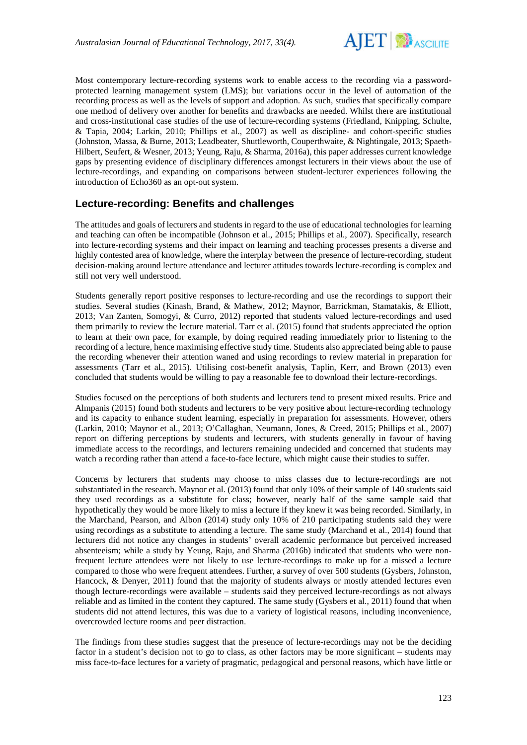Most contemporary lecture-recording systems work to enable access to the recording via a password-protected learning management system (LMS); but variations occur in the level of automation of the recording process as well as the levels of support and adoption. As such, studies that specifically compare one method of delivery over another for benefits and drawbacks are needed. Whilst there are institutional and cross-institutional case studies of the use of lecture-recording systems (Friedland, Knipping, Schulte, & Tapia, 2004; Larkin, 2010; Phillips et al., 2007) as well as discipline- and cohort-specific studies (Johnston, Massa, & Burne, 2013; Leadbeater, Shuttleworth, Couperthwaite, & Nightingale, 2013; Spaeth-Hilbert, Seufert, & Wesner, 2013; Yeung, Raju, & Sharma, 2016a), this paper addresses current knowledge gaps by presenting evidence of disciplinary differences amongst lecturers in their views about the use of lecture-recordings, and expanding on comparisons between student-lecturer experiences following the introduction of Echo360 as an opt-out system.

## Lecture-recording: Benefits and challenges

The attitudes and goals of lecturers and students in regard to the use of educational technologies for learning and teaching can often be incompatible (Johnson et al., 2015; Phillips et al., 2007). Specifically, research into lecture-recording systems and their impact on learning and teaching processes presents a diverse and highly contested area of knowledge, where the interplay between the presence of lecture-recording, student decision-making around lecture attendance and lecturer attitudes towards lecture-recording is complex and still not very well understood.

Students generally report positive responses to lecture-recording and use the recordings to support their studies. Several studies (Kinash, Brand, & Mathew, 2012; Maynor, Barrickman, Stamatakis, & Elliott, 2013; Van Zanten, Somogyi, & Curro, 2012) reported that students valued lecture-recordings and used them primarily to review the lecture material. Tarr et al. (2015) found that students appreciated the option to learn at their own pace, for example, by doing required reading immediately prior to listening to the recording of a lecture, hence maximising effective study time. Students also appreciated being able to pause the recording whenever their attention waned and using recordings to review material in preparation for assessments (Tarr et al., 2015). Utilising cost-benefit analysis, Taplin, Kerr, and Brown (2013) even concluded that students would be willing to pay a reasonable fee to download their lecture-recordings.

Studies focused on the perceptions of both students and lecturers tend to present mixed results. Price and Almpanis (2015) found both students and lecturers to be very positive about lecture-recording technology and its capacity to enhance student learning, especially in preparation for assessments. However, others (Larkin, 2010; Maynor et al., 2013; O'Callaghan, Neumann, Jones, & Creed, 2015; Phillips et al., 2007) report on differing perceptions by students and lecturers, with students generally in favour of having immediate access to the recordings, and lecturers remaining undecided and concerned that students may watch a recording rather than attend a face-to-face lecture, which might cause their studies to suffer.

Concerns by lecturers that students may choose to miss classes due to lecture-recordings are not substantiated in the research. Maynor et al. (2013) found that only 10% of their sample of 140 students said they used recordings as a substitute for class; however, nearly half of the same sample said that hypothetically they would be more likely to miss a lecture if they knew it was being recorded. Similarly, in the Marchand, Pearson, and Albon (2014) study only 10% of 210 participating students said they were using recordings as a substitute to attending a lecture. The same study (Marchand et al., 2014) found that lecturers did not notice any changes in students' overall academic performance but perceived increased absenteeism; while a study by Yeung, Raju, and Sharma (2016b) indicated that students who were non-frequent lecture attendees were not likely to use lecture-recordings to make up for a missed a lecture compared to those who were frequent attendees. Further, a survey of over 500 students (Gysbers, Johnston, Hancock, & Denyer, 2011) found that the majority of students always or mostly attended lectures even though lecture-recordings were available – students said they perceived lecture-recordings as not always reliable and as limited in the content they captured. The same study (Gysbers et al., 2011) found that when students did not attend lectures, this was due to a variety of logistical reasons, including inconvenience, overcrowded lecture rooms and peer distraction.

The findings from these studies suggest that the presence of lecture-recordings may not be the deciding factor in a student's decision not to go to class, as other factors may be more significant – students may miss face-to-face lectures for a variety of pragmatic, pedagogical and personal reasons, which have little or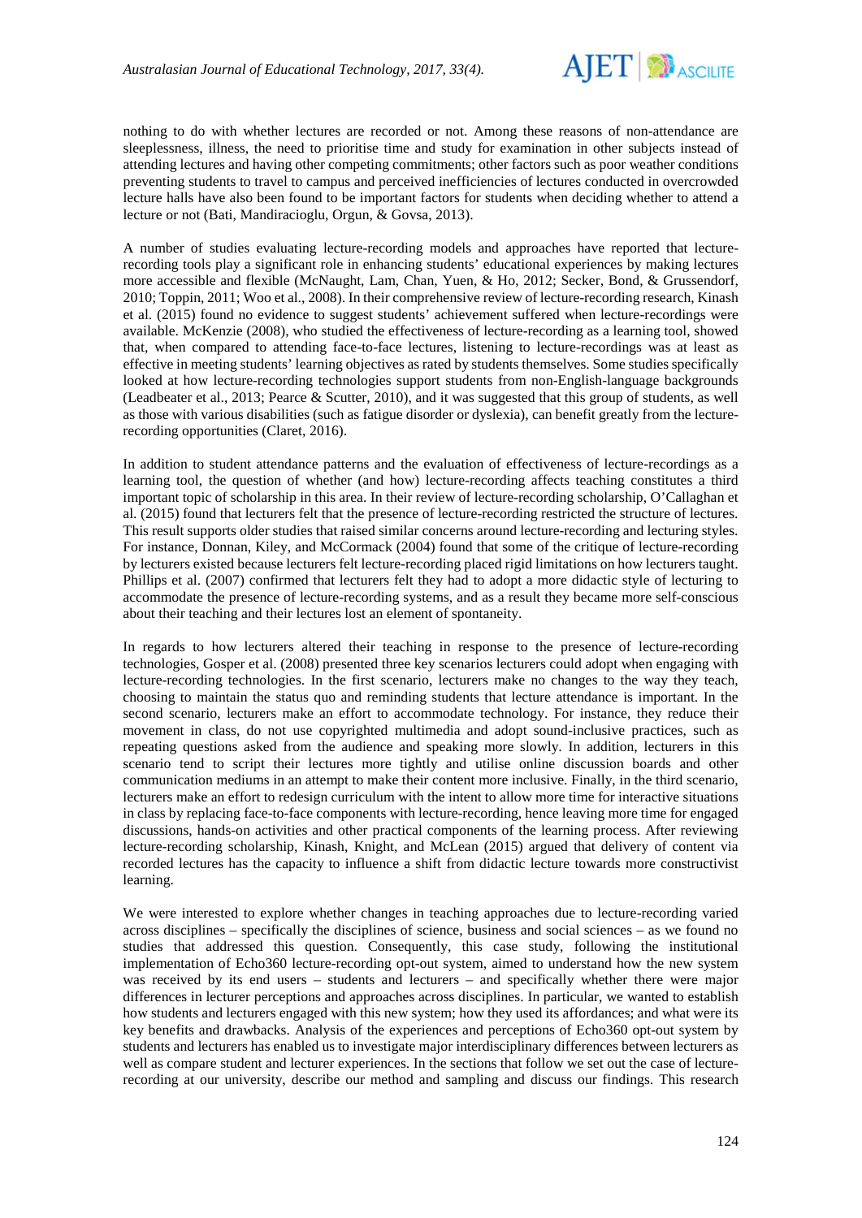nothing to do with whether lectures are recorded or not. Among these reasons of non-attendance are sleeplessness, illness, the need to prioritise time and study for examination in other subjects instead of attending lectures and having other competing commitments; other factors such as poor weather conditions preventing students to travel to campus and perceived inefficiencies of lectures conducted in overcrowded lecture halls have also been found to be important factors for students when deciding whether to attend a lecture or not (Bati, Mandiracioglu, Orgun, & Govsa, 2013).

A number of studies evaluating lecture-recording models and approaches have reported that lecture-recording tools play a significant role in enhancing students' educational experiences by making lectures more accessible and flexible (McNaught, Lam, Chan, Yuen, & Ho, 2012; Secker, Bond, & Grussendorf, 2010; Toppin, 2011; Woo et al., 2008). In their comprehensive review of lecture-recording research, Kinash et al. (2015) found no evidence to suggest students' achievement suffered when lecture-recordings were available. McKenzie (2008), who studied the effectiveness of lecture-recording as a learning tool, showed that, when compared to attending face-to-face lectures, listening to lecture-recordings was at least as effective in meeting students' learning objectives as rated by students themselves. Some studies specifically looked at how lecture-recording technologies support students from non-English-language backgrounds (Leadbeater et al., 2013; Pearce & Scutter, 2010), and it was suggested that this group of students, as well as those with various disabilities (such as fatigue disorder or dyslexia), can benefit greatly from the lecture-recording opportunities (Claret, 2016).

In addition to student attendance patterns and the evaluation of effectiveness of lecture-recordings as a learning tool, the question of whether (and how) lecture-recording affects teaching constitutes a third important topic of scholarship in this area. In their review of lecture-recording scholarship, O'Callaghan et al. (2015) found that lecturers felt that the presence of lecture-recording restricted the structure of lectures. This result supports older studies that raised similar concerns around lecture-recording and lecturing styles. For instance, Donnan, Kiley, and McCormack (2004) found that some of the critique of lecture-recording by lecturers existed because lecturers felt lecture-recording placed rigid limitations on how lecturers taught. Phillips et al. (2007) confirmed that lecturers felt they had to adopt a more didactic style of lecturing to accommodate the presence of lecture-recording systems, and as a result they became more self-conscious about their teaching and their lectures lost an element of spontaneity.

In regards to how lecturers altered their teaching in response to the presence of lecture-recording technologies, Gosper et al. (2008) presented three key scenarios lecturers could adopt when engaging with lecture-recording technologies. In the first scenario, lecturers make no changes to the way they teach, choosing to maintain the status quo and reminding students that lecture attendance is important. In the second scenario, lecturers make an effort to accommodate technology. For instance, they reduce their movement in class, do not use copyrighted multimedia and adopt sound-inclusive practices, such as repeating questions asked from the audience and speaking more slowly. In addition, lecturers in this scenario tend to script their lectures more tightly and utilise online discussion boards and other communication mediums in an attempt to make their content more inclusive. Finally, in the third scenario, lecturers make an effort to redesign curriculum with the intent to allow more time for interactive situations in class by replacing face-to-face components with lecture-recording, hence leaving more time for engaged discussions, hands-on activities and other practical components of the learning process. After reviewing lecture-recording scholarship, Kinash, Knight, and McLean (2015) argued that delivery of content via recorded lectures has the capacity to influence a shift from didactic lecture towards more constructivist learning.

We were interested to explore whether changes in teaching approaches due to lecture-recording varied across disciplines – specifically the disciplines of science, business and social sciences – as we found no studies that addressed this question. Consequently, this case study, following the institutional implementation of Echo360 lecture-recording opt-out system, aimed to understand how the new system was received by its end users – students and lecturers – and specifically whether there were major differences in lecturer perceptions and approaches across disciplines. In particular, we wanted to establish how students and lecturers engaged with this new system; how they used its affordances; and what were its key benefits and drawbacks. Analysis of the experiences and perceptions of Echo360 opt-out system by students and lecturers has enabled us to investigate major interdisciplinary differences between lecturers as well as compare student and lecturer experiences. In the sections that follow we set out the case of lecture-recording at our university, describe our method and sampling and discuss our findings. This research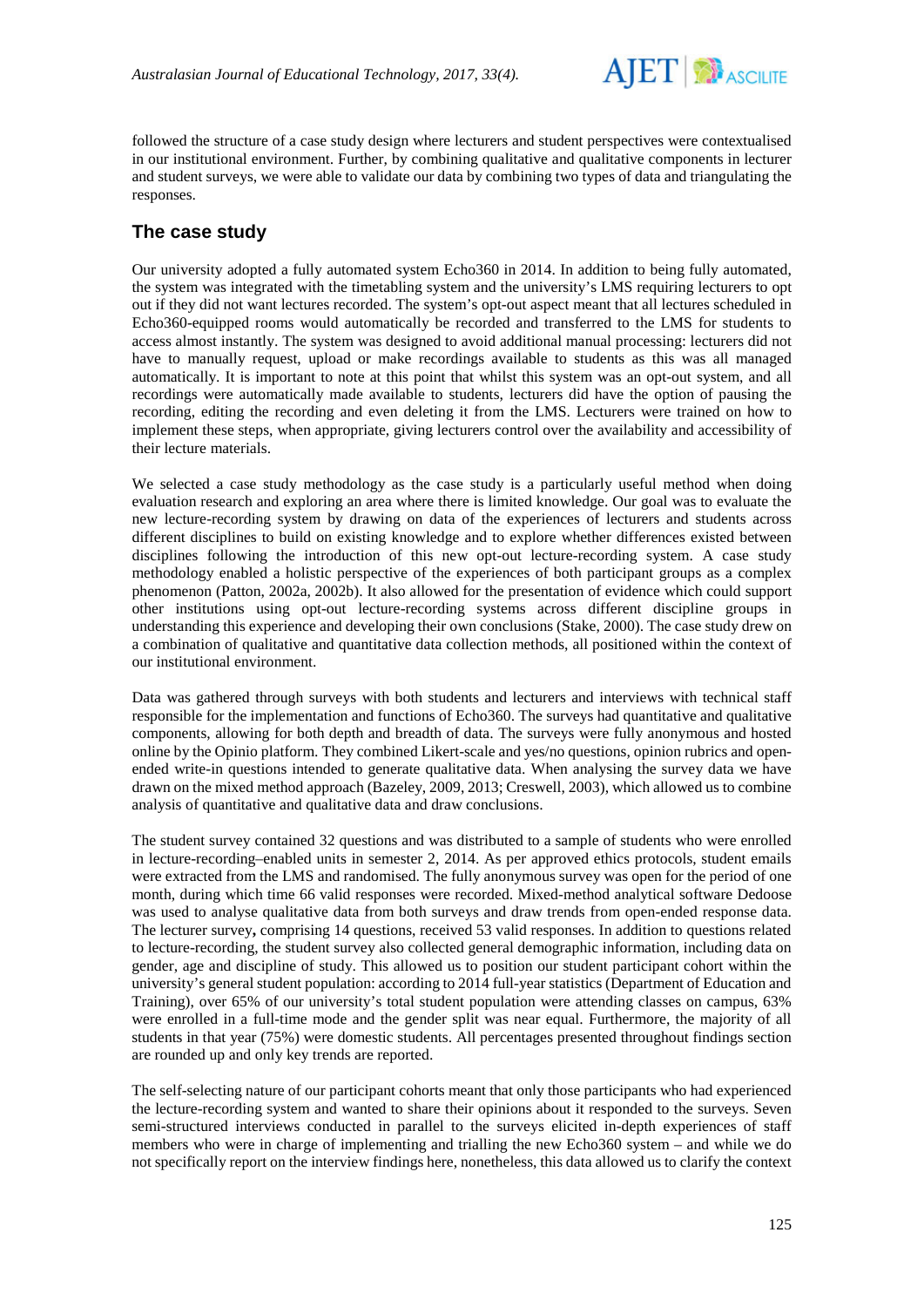followed the structure of a case study design where lecturers and student perspectives were contextualised in our institutional environment. Further, by combining qualitative and qualitative components in lecturer and student surveys, we were able to validate our data by combining two types of data and triangulating the responses.

## The case study

Our university adopted a fully automated system Echo360 in 2014. In addition to being fully automated, the system was integrated with the timetabling system and the university's LMS requiring lecturers to opt out if they did not want lectures recorded. The system's opt-out aspect meant that all lectures scheduled in Echo360-equipped rooms would automatically be recorded and transferred to the LMS for students to access almost instantly. The system was designed to avoid additional manual processing: lecturers did not have to manually request, upload or make recordings available to students as this was all managed automatically. It is important to note at this point that whilst this system was an opt-out system, and all recordings were automatically made available to students, lecturers did have the option of pausing the recording, editing the recording and even deleting it from the LMS. Lecturers were trained on how to implement these steps, when appropriate, giving lecturers control over the availability and accessibility of their lecture materials.

We selected a case study methodology as the case study is a particularly useful method when doing evaluation research and exploring an area where there is limited knowledge. Our goal was to evaluate the new lecture-recording system by drawing on data of the experiences of lecturers and students across different disciplines to build on existing knowledge and to explore whether differences existed between disciplines following the introduction of this new opt-out lecture-recording system. A case study methodology enabled a holistic perspective of the experiences of both participant groups as a complex phenomenon (Patton, 2002a, 2002b). It also allowed for the presentation of evidence which could support other institutions using opt-out lecture-recording systems across different discipline groups in understanding this experience and developing their own conclusions (Stake, 2000). The case study drew on a combination of qualitative and quantitative data collection methods, all positioned within the context of our institutional environment.

Data was gathered through surveys with both students and lecturers and interviews with technical staff responsible for the implementation and functions of Echo360. The surveys had quantitative and qualitative components, allowing for both depth and breadth of data. The surveys were fully anonymous and hosted online by the Opinio platform. They combined Likert-scale and yes/no questions, opinion rubrics and open-ended write-in questions intended to generate qualitative data. When analysing the survey data we have drawn on the mixed method approach (Bazeley, 2009, 2013; Creswell, 2003), which allowed us to combine analysis of quantitative and qualitative data and draw conclusions.

The student survey contained 32 questions and was distributed to a sample of students who were enrolled in lecture-recording–enabled units in semester 2, 2014. As per approved ethics protocols, student emails were extracted from the LMS and randomised. The fully anonymous survey was open for the period of one month, during which time 66 valid responses were recorded. Mixed-method analytical software Dedoose was used to analyse qualitative data from both surveys and draw trends from open-ended response data. The lecturer survey**,** comprising 14 questions, received 53 valid responses. In addition to questions related to lecture-recording, the student survey also collected general demographic information, including data on gender, age and discipline of study. This allowed us to position our student participant cohort within the university's general student population: according to 2014 full-year statistics (Department of Education and Training), over 65% of our university's total student population were attending classes on campus, 63% were enrolled in a full-time mode and the gender split was near equal. Furthermore, the majority of all students in that year (75%) were domestic students. All percentages presented throughout findings section are rounded up and only key trends are reported.

The self-selecting nature of our participant cohorts meant that only those participants who had experienced the lecture-recording system and wanted to share their opinions about it responded to the surveys. Seven semi-structured interviews conducted in parallel to the surveys elicited in-depth experiences of staff members who were in charge of implementing and trialling the new Echo360 system – and while we do not specifically report on the interview findings here, nonetheless, this data allowed us to clarify the context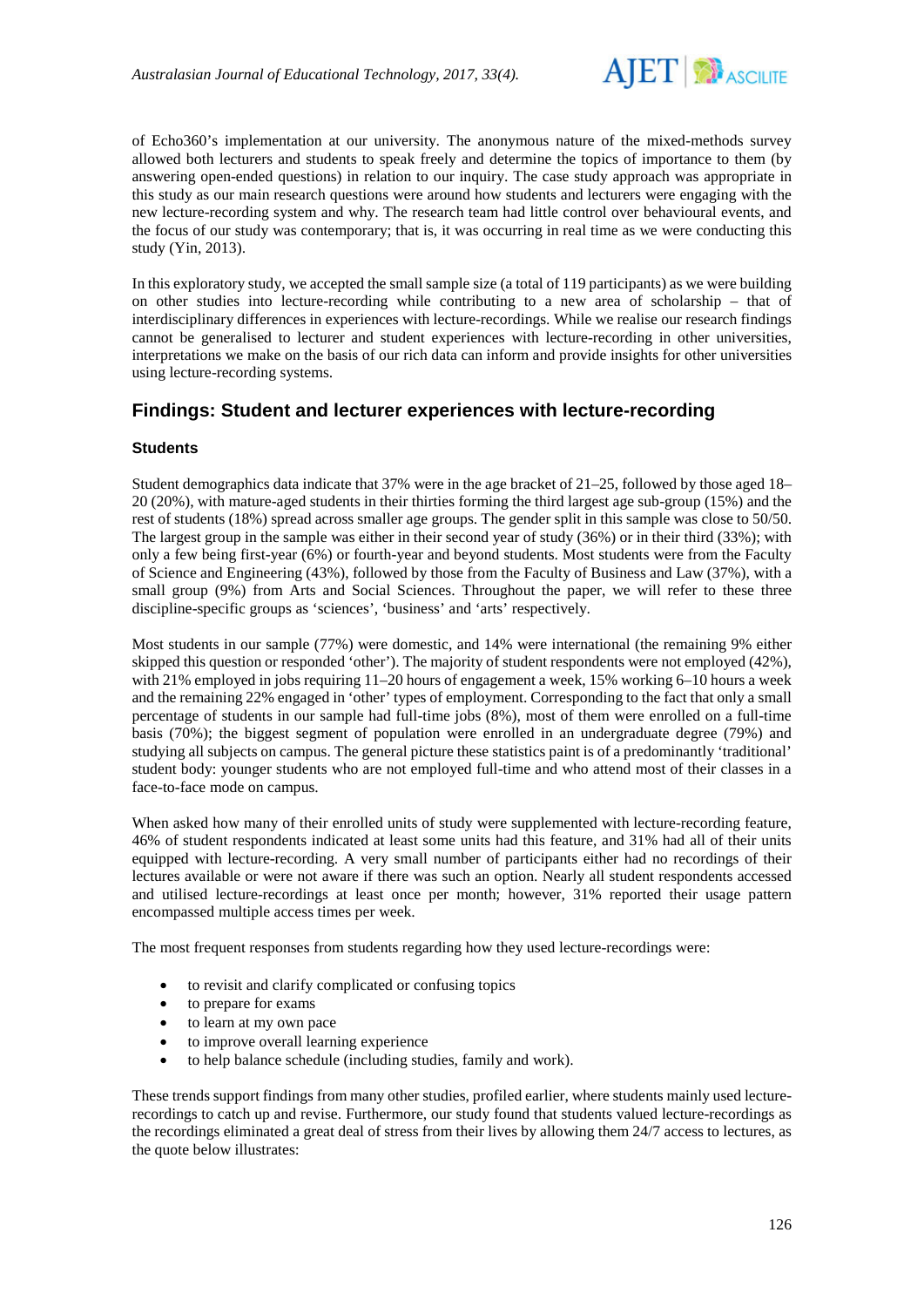of Echo360's implementation at our university. The anonymous nature of the mixed-methods survey allowed both lecturers and students to speak freely and determine the topics of importance to them (by answering open-ended questions) in relation to our inquiry. The case study approach was appropriate in this study as our main research questions were around how students and lecturers were engaging with the new lecture-recording system and why. The research team had little control over behavioural events, and the focus of our study was contemporary; that is, it was occurring in real time as we were conducting this study (Yin, 2013).

In this exploratory study, we accepted the small sample size (a total of 119 participants) as we were building on other studies into lecture-recording while contributing to a new area of scholarship – that of interdisciplinary differences in experiences with lecture-recordings. While we realise our research findings cannot be generalised to lecturer and student experiences with lecture-recording in other universities, interpretations we make on the basis of our rich data can inform and provide insights for other universities using lecture-recording systems.

## Findings: Student and lecturer experiences with lecture-recording

### Students

Student demographics data indicate that 37% were in the age bracket of 21–25, followed by those aged 18–20 (20%), with mature-aged students in their thirties forming the third largest age sub-group (15%) and the rest of students (18%) spread across smaller age groups. The gender split in this sample was close to 50/50. The largest group in the sample was either in their second year of study (36%) or in their third (33%); with only a few being first-year (6%) or fourth-year and beyond students. Most students were from the Faculty of Science and Engineering (43%), followed by those from the Faculty of Business and Law (37%), with a small group (9%) from Arts and Social Sciences. Throughout the paper, we will refer to these three discipline-specific groups as 'sciences', 'business' and 'arts' respectively.

Most students in our sample (77%) were domestic, and 14% were international (the remaining 9% either skipped this question or responded 'other'). The majority of student respondents were not employed (42%), with 21% employed in jobs requiring 11–20 hours of engagement a week, 15% working 6–10 hours a week and the remaining 22% engaged in 'other' types of employment. Corresponding to the fact that only a small percentage of students in our sample had full-time jobs (8%), most of them were enrolled on a full-time basis (70%); the biggest segment of population were enrolled in an undergraduate degree (79%) and studying all subjects on campus. The general picture these statistics paint is of a predominantly 'traditional' student body: younger students who are not employed full-time and who attend most of their classes in a face-to-face mode on campus.

When asked how many of their enrolled units of study were supplemented with lecture-recording feature, 46% of student respondents indicated at least some units had this feature, and 31% had all of their units equipped with lecture-recording. A very small number of participants either had no recordings of their lectures available or were not aware if there was such an option. Nearly all student respondents accessed and utilised lecture-recordings at least once per month; however, 31% reported their usage pattern encompassed multiple access times per week.

The most frequent responses from students regarding how they used lecture-recordings were:

- to revisit and clarify complicated or confusing topics
- to prepare for exams
- to learn at my own pace
- to improve overall learning experience
- to help balance schedule (including studies, family and work).

These trends support findings from many other studies, profiled earlier, where students mainly used lecture-recordings to catch up and revise. Furthermore, our study found that students valued lecture-recordings as the recordings eliminated a great deal of stress from their lives by allowing them 24/7 access to lectures, as the quote below illustrates: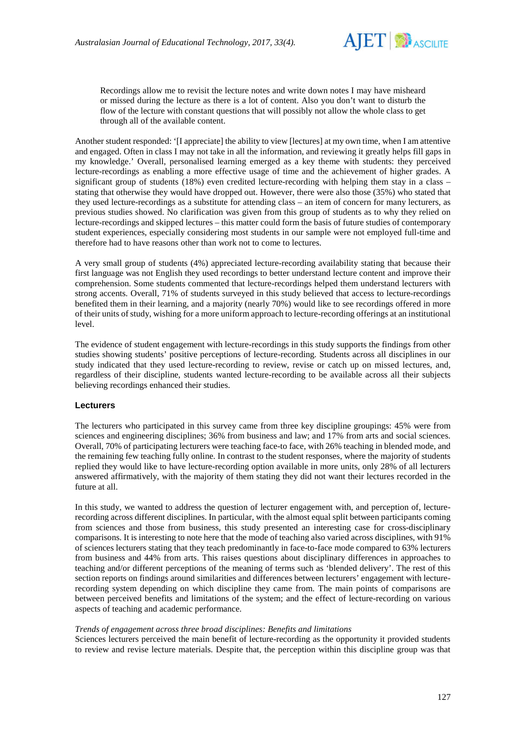> Recordings allow me to revisit the lecture notes and write down notes I may have misheard or missed during the lecture as there is a lot of content. Also you don't want to disturb the flow of the lecture with constant questions that will possibly not allow the whole class to get through all of the available content.

Another student responded: '[I appreciate] the ability to view [lectures] at my own time, when I am attentive and engaged. Often in class I may not take in all the information, and reviewing it greatly helps fill gaps in my knowledge.' Overall, personalised learning emerged as a key theme with students: they perceived lecture-recordings as enabling a more effective usage of time and the achievement of higher grades. A significant group of students (18%) even credited lecture-recording with helping them stay in a class – stating that otherwise they would have dropped out. However, there were also those (35%) who stated that they used lecture-recordings as a substitute for attending class – an item of concern for many lecturers, as previous studies showed. No clarification was given from this group of students as to why they relied on lecture-recordings and skipped lectures – this matter could form the basis of future studies of contemporary student experiences, especially considering most students in our sample were not employed full-time and therefore had to have reasons other than work not to come to lectures.

A very small group of students (4%) appreciated lecture-recording availability stating that because their first language was not English they used recordings to better understand lecture content and improve their comprehension. Some students commented that lecture-recordings helped them understand lecturers with strong accents. Overall, 71% of students surveyed in this study believed that access to lecture-recordings benefited them in their learning, and a majority (nearly 70%) would like to see recordings offered in more of their units of study, wishing for a more uniform approach to lecture-recording offerings at an institutional level.

The evidence of student engagement with lecture-recordings in this study supports the findings from other studies showing students' positive perceptions of lecture-recording. Students across all disciplines in our study indicated that they used lecture-recording to review, revise or catch up on missed lectures, and, regardless of their discipline, students wanted lecture-recording to be available across all their subjects believing recordings enhanced their studies.

### Lecturers

The lecturers who participated in this survey came from three key discipline groupings: 45% were from sciences and engineering disciplines; 36% from business and law; and 17% from arts and social sciences. Overall, 70% of participating lecturers were teaching face-to face, with 26% teaching in blended mode, and the remaining few teaching fully online. In contrast to the student responses, where the majority of students replied they would like to have lecture-recording option available in more units, only 28% of all lecturers answered affirmatively, with the majority of them stating they did not want their lectures recorded in the future at all.

In this study, we wanted to address the question of lecturer engagement with, and perception of, lecture-recording across different disciplines. In particular, with the almost equal split between participants coming from sciences and those from business, this study presented an interesting case for cross-disciplinary comparisons. It is interesting to note here that the mode of teaching also varied across disciplines, with 91% of sciences lecturers stating that they teach predominantly in face-to-face mode compared to 63% lecturers from business and 44% from arts. This raises questions about disciplinary differences in approaches to teaching and/or different perceptions of the meaning of terms such as 'blended delivery'. The rest of this section reports on findings around similarities and differences between lecturers' engagement with lecture-recording system depending on which discipline they came from. The main points of comparisons are between perceived benefits and limitations of the system; and the effect of lecture-recording on various aspects of teaching and academic performance.

*Trends of engagement across three broad disciplines: Benefits and limitations*

Sciences lecturers perceived the main benefit of lecture-recording as the opportunity it provided students to review and revise lecture materials. Despite that, the perception within this discipline group was that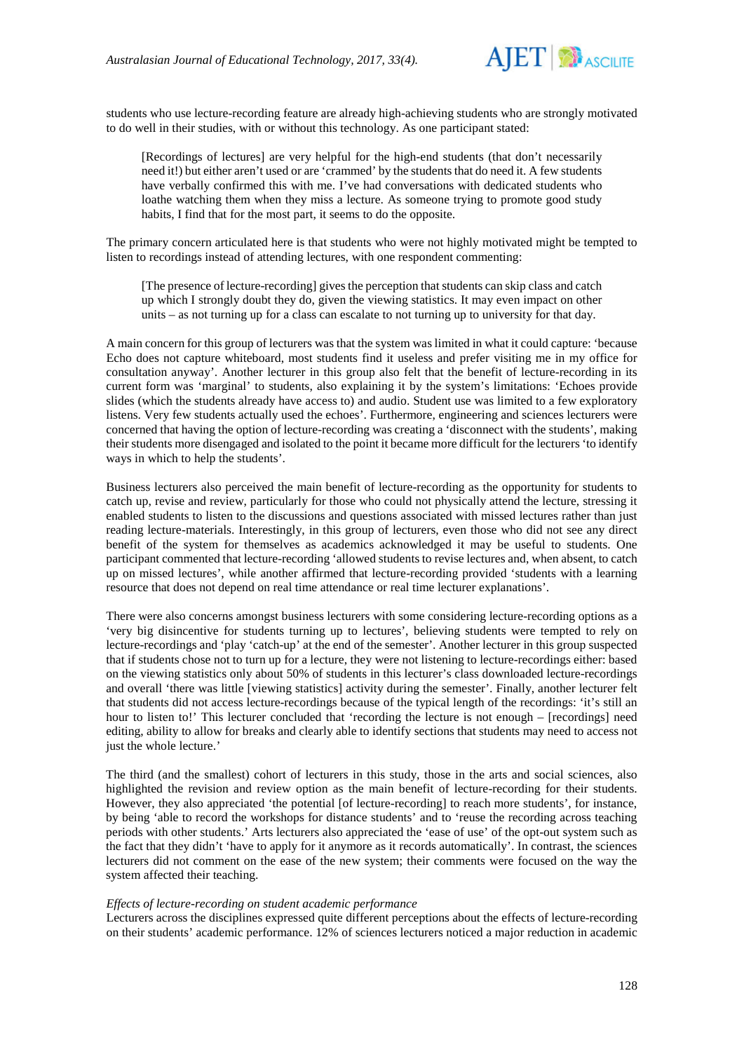students who use lecture-recording feature are already high-achieving students who are strongly motivated to do well in their studies, with or without this technology. As one participant stated:

> [Recordings of lectures] are very helpful for the high-end students (that don't necessarily need it!) but either aren't used or are 'crammed' by the students that do need it. A few students have verbally confirmed this with me. I've had conversations with dedicated students who loathe watching them when they miss a lecture. As someone trying to promote good study habits, I find that for the most part, it seems to do the opposite.

The primary concern articulated here is that students who were not highly motivated might be tempted to listen to recordings instead of attending lectures, with one respondent commenting:

> [The presence of lecture-recording] gives the perception that students can skip class and catch up which I strongly doubt they do, given the viewing statistics. It may even impact on other units – as not turning up for a class can escalate to not turning up to university for that day.

A main concern for this group of lecturers was that the system was limited in what it could capture: 'because Echo does not capture whiteboard, most students find it useless and prefer visiting me in my office for consultation anyway'. Another lecturer in this group also felt that the benefit of lecture-recording in its current form was 'marginal' to students, also explaining it by the system's limitations: 'Echoes provide slides (which the students already have access to) and audio. Student use was limited to a few exploratory listens. Very few students actually used the echoes'. Furthermore, engineering and sciences lecturers were concerned that having the option of lecture-recording was creating a 'disconnect with the students', making their students more disengaged and isolated to the point it became more difficult for the lecturers 'to identify ways in which to help the students'.

Business lecturers also perceived the main benefit of lecture-recording as the opportunity for students to catch up, revise and review, particularly for those who could not physically attend the lecture, stressing it enabled students to listen to the discussions and questions associated with missed lectures rather than just reading lecture-materials. Interestingly, in this group of lecturers, even those who did not see any direct benefit of the system for themselves as academics acknowledged it may be useful to students. One participant commented that lecture-recording 'allowed students to revise lectures and, when absent, to catch up on missed lectures', while another affirmed that lecture-recording provided 'students with a learning resource that does not depend on real time attendance or real time lecturer explanations'.

There were also concerns amongst business lecturers with some considering lecture-recording options as a 'very big disincentive for students turning up to lectures', believing students were tempted to rely on lecture-recordings and 'play 'catch-up' at the end of the semester'. Another lecturer in this group suspected that if students chose not to turn up for a lecture, they were not listening to lecture-recordings either: based on the viewing statistics only about 50% of students in this lecturer's class downloaded lecture-recordings and overall 'there was little [viewing statistics] activity during the semester'. Finally, another lecturer felt that students did not access lecture-recordings because of the typical length of the recordings: 'it's still an hour to listen to!' This lecturer concluded that 'recording the lecture is not enough – [recordings] need editing, ability to allow for breaks and clearly able to identify sections that students may need to access not just the whole lecture.'

The third (and the smallest) cohort of lecturers in this study, those in the arts and social sciences, also highlighted the revision and review option as the main benefit of lecture-recording for their students. However, they also appreciated 'the potential [of lecture-recording] to reach more students', for instance, by being 'able to record the workshops for distance students' and to 'reuse the recording across teaching periods with other students.' Arts lecturers also appreciated the 'ease of use' of the opt-out system such as the fact that they didn't 'have to apply for it anymore as it records automatically'. In contrast, the sciences lecturers did not comment on the ease of the new system; their comments were focused on the way the system affected their teaching.

#### *Effects of lecture-recording on student academic performance*

Lecturers across the disciplines expressed quite different perceptions about the effects of lecture-recording on their students' academic performance. 12% of sciences lecturers noticed a major reduction in academic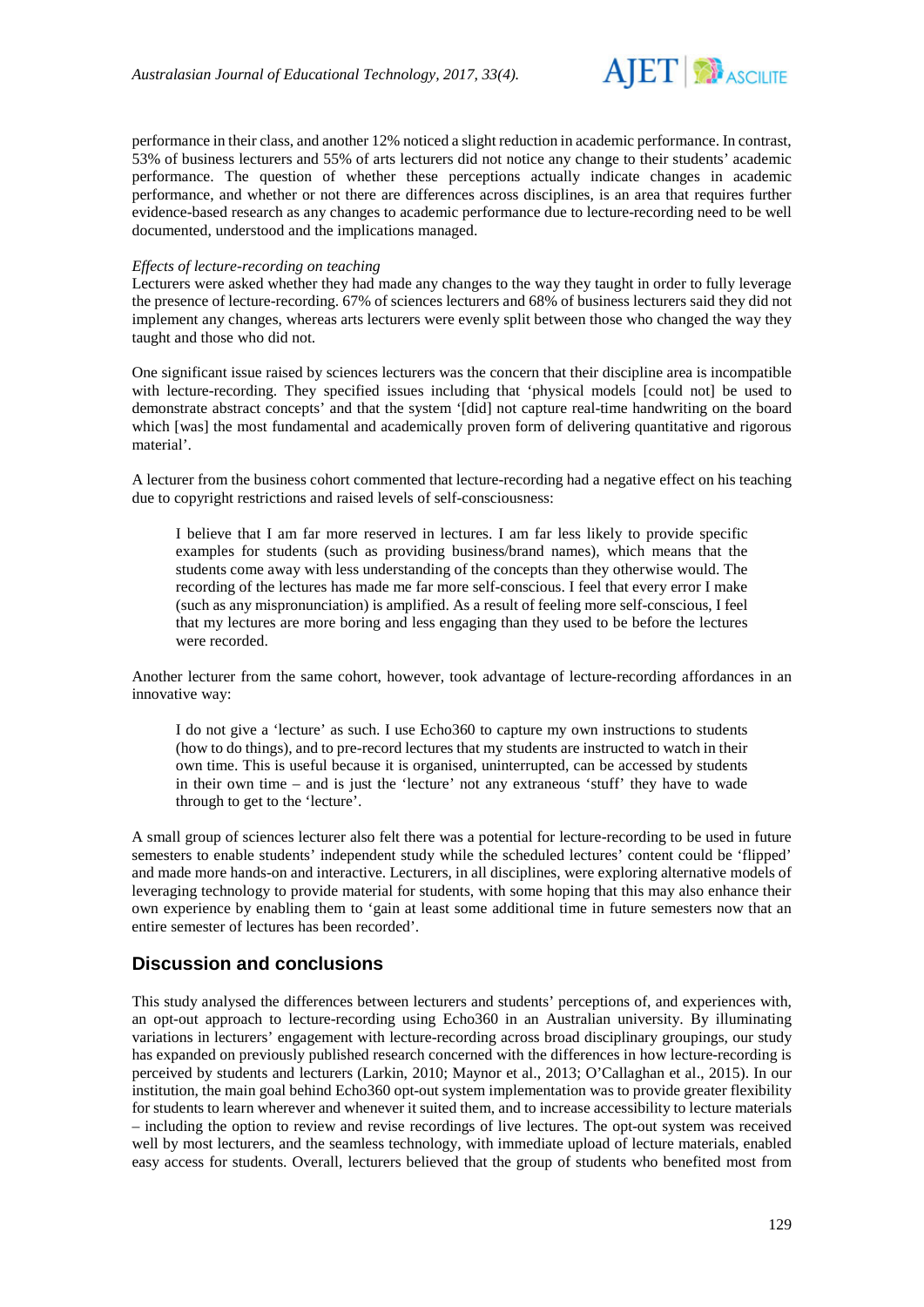performance in their class, and another 12% noticed a slight reduction in academic performance. In contrast, 53% of business lecturers and 55% of arts lecturers did not notice any change to their students' academic performance. The question of whether these perceptions actually indicate changes in academic performance, and whether or not there are differences across disciplines, is an area that requires further evidence-based research as any changes to academic performance due to lecture-recording need to be well documented, understood and the implications managed.

*Effects of lecture-recording on teaching*

Lecturers were asked whether they had made any changes to the way they taught in order to fully leverage the presence of lecture-recording. 67% of sciences lecturers and 68% of business lecturers said they did not implement any changes, whereas arts lecturers were evenly split between those who changed the way they taught and those who did not.

One significant issue raised by sciences lecturers was the concern that their discipline area is incompatible with lecture-recording. They specified issues including that 'physical models [could not] be used to demonstrate abstract concepts' and that the system '[did] not capture real-time handwriting on the board which [was] the most fundamental and academically proven form of delivering quantitative and rigorous material'.

A lecturer from the business cohort commented that lecture-recording had a negative effect on his teaching due to copyright restrictions and raised levels of self-consciousness:

> I believe that I am far more reserved in lectures. I am far less likely to provide specific examples for students (such as providing business/brand names), which means that the students come away with less understanding of the concepts than they otherwise would. The recording of the lectures has made me far more self-conscious. I feel that every error I make (such as any mispronunciation) is amplified. As a result of feeling more self-conscious, I feel that my lectures are more boring and less engaging than they used to be before the lectures were recorded.

Another lecturer from the same cohort, however, took advantage of lecture-recording affordances in an innovative way:

> I do not give a 'lecture' as such. I use Echo360 to capture my own instructions to students (how to do things), and to pre-record lectures that my students are instructed to watch in their own time. This is useful because it is organised, uninterrupted, can be accessed by students in their own time – and is just the 'lecture' not any extraneous 'stuff' they have to wade through to get to the 'lecture'.

A small group of sciences lecturer also felt there was a potential for lecture-recording to be used in future semesters to enable students' independent study while the scheduled lectures' content could be 'flipped' and made more hands-on and interactive. Lecturers, in all disciplines, were exploring alternative models of leveraging technology to provide material for students, with some hoping that this may also enhance their own experience by enabling them to 'gain at least some additional time in future semesters now that an entire semester of lectures has been recorded'.

## Discussion and conclusions

This study analysed the differences between lecturers and students' perceptions of, and experiences with, an opt-out approach to lecture-recording using Echo360 in an Australian university. By illuminating variations in lecturers' engagement with lecture-recording across broad disciplinary groupings, our study has expanded on previously published research concerned with the differences in how lecture-recording is perceived by students and lecturers (Larkin, 2010; Maynor et al., 2013; O'Callaghan et al., 2015). In our institution, the main goal behind Echo360 opt-out system implementation was to provide greater flexibility for students to learn wherever and whenever it suited them, and to increase accessibility to lecture materials – including the option to review and revise recordings of live lectures. The opt-out system was received well by most lecturers, and the seamless technology, with immediate upload of lecture materials, enabled easy access for students. Overall, lecturers believed that the group of students who benefited most from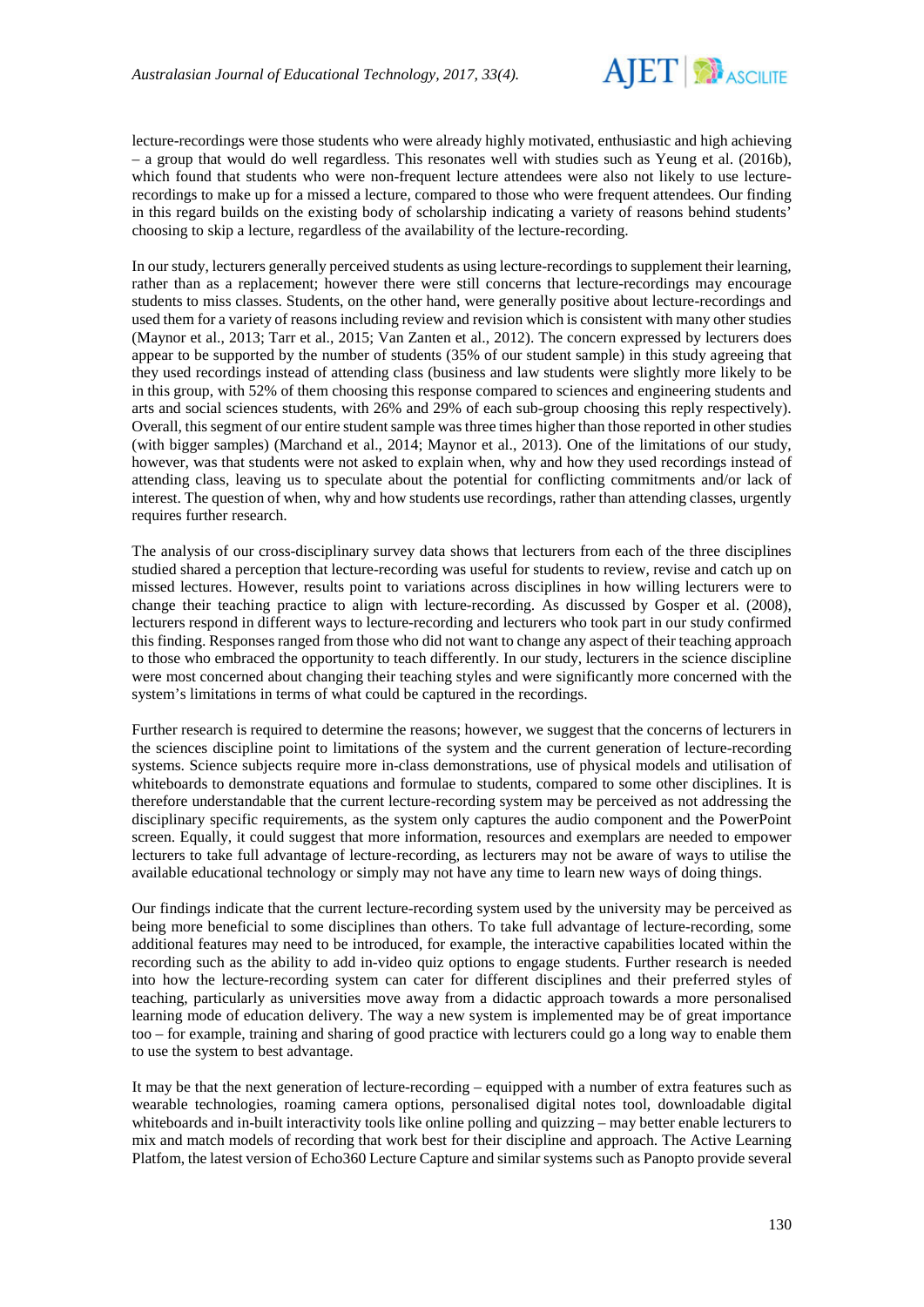lecture-recordings were those students who were already highly motivated, enthusiastic and high achieving – a group that would do well regardless. This resonates well with studies such as Yeung et al. (2016b), which found that students who were non-frequent lecture attendees were also not likely to use lecture-recordings to make up for a missed a lecture, compared to those who were frequent attendees. Our finding in this regard builds on the existing body of scholarship indicating a variety of reasons behind students' choosing to skip a lecture, regardless of the availability of the lecture-recording.

In our study, lecturers generally perceived students as using lecture-recordings to supplement their learning, rather than as a replacement; however there were still concerns that lecture-recordings may encourage students to miss classes. Students, on the other hand, were generally positive about lecture-recordings and used them for a variety of reasons including review and revision which is consistent with many other studies (Maynor et al., 2013; Tarr et al., 2015; Van Zanten et al., 2012). The concern expressed by lecturers does appear to be supported by the number of students (35% of our student sample) in this study agreeing that they used recordings instead of attending class (business and law students were slightly more likely to be in this group, with 52% of them choosing this response compared to sciences and engineering students and arts and social sciences students, with 26% and 29% of each sub-group choosing this reply respectively). Overall, this segment of our entire student sample was three times higher than those reported in other studies (with bigger samples) (Marchand et al., 2014; Maynor et al., 2013). One of the limitations of our study, however, was that students were not asked to explain when, why and how they used recordings instead of attending class, leaving us to speculate about the potential for conflicting commitments and/or lack of interest. The question of when, why and how students use recordings, rather than attending classes, urgently requires further research.

The analysis of our cross-disciplinary survey data shows that lecturers from each of the three disciplines studied shared a perception that lecture-recording was useful for students to review, revise and catch up on missed lectures. However, results point to variations across disciplines in how willing lecturers were to change their teaching practice to align with lecture-recording. As discussed by Gosper et al. (2008), lecturers respond in different ways to lecture-recording and lecturers who took part in our study confirmed this finding. Responses ranged from those who did not want to change any aspect of their teaching approach to those who embraced the opportunity to teach differently. In our study, lecturers in the science discipline were most concerned about changing their teaching styles and were significantly more concerned with the system's limitations in terms of what could be captured in the recordings.

Further research is required to determine the reasons; however, we suggest that the concerns of lecturers in the sciences discipline point to limitations of the system and the current generation of lecture-recording systems. Science subjects require more in-class demonstrations, use of physical models and utilisation of whiteboards to demonstrate equations and formulae to students, compared to some other disciplines. It is therefore understandable that the current lecture-recording system may be perceived as not addressing the disciplinary specific requirements, as the system only captures the audio component and the PowerPoint screen. Equally, it could suggest that more information, resources and exemplars are needed to empower lecturers to take full advantage of lecture-recording, as lecturers may not be aware of ways to utilise the available educational technology or simply may not have any time to learn new ways of doing things.

Our findings indicate that the current lecture-recording system used by the university may be perceived as being more beneficial to some disciplines than others. To take full advantage of lecture-recording, some additional features may need to be introduced, for example, the interactive capabilities located within the recording such as the ability to add in-video quiz options to engage students. Further research is needed into how the lecture-recording system can cater for different disciplines and their preferred styles of teaching, particularly as universities move away from a didactic approach towards a more personalised learning mode of education delivery. The way a new system is implemented may be of great importance too – for example, training and sharing of good practice with lecturers could go a long way to enable them to use the system to best advantage.

It may be that the next generation of lecture-recording – equipped with a number of extra features such as wearable technologies, roaming camera options, personalised digital notes tool, downloadable digital whiteboards and in-built interactivity tools like online polling and quizzing – may better enable lecturers to mix and match models of recording that work best for their discipline and approach. The Active Learning Platfom, the latest version of Echo360 Lecture Capture and similar systems such as Panopto provide several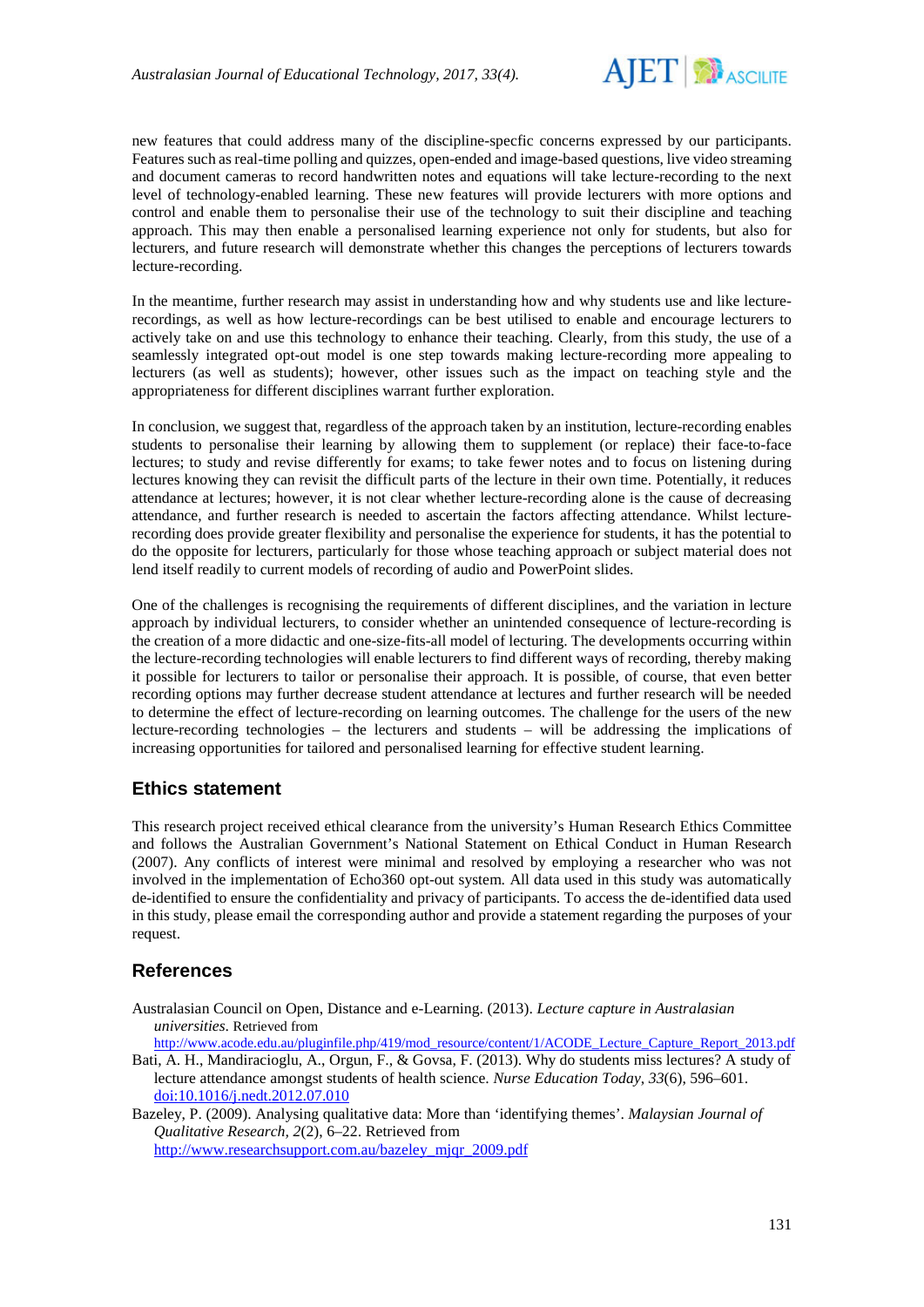new features that could address many of the discipline-specfic concerns expressed by our participants. Features such as real-time polling and quizzes, open-ended and image-based questions, live video streaming and document cameras to record handwritten notes and equations will take lecture-recording to the next level of technology-enabled learning. These new features will provide lecturers with more options and control and enable them to personalise their use of the technology to suit their discipline and teaching approach. This may then enable a personalised learning experience not only for students, but also for lecturers, and future research will demonstrate whether this changes the perceptions of lecturers towards lecture-recording.

In the meantime, further research may assist in understanding how and why students use and like lecture-recordings, as well as how lecture-recordings can be best utilised to enable and encourage lecturers to actively take on and use this technology to enhance their teaching. Clearly, from this study, the use of a seamlessly integrated opt-out model is one step towards making lecture-recording more appealing to lecturers (as well as students); however, other issues such as the impact on teaching style and the appropriateness for different disciplines warrant further exploration.

In conclusion, we suggest that, regardless of the approach taken by an institution, lecture-recording enables students to personalise their learning by allowing them to supplement (or replace) their face-to-face lectures; to study and revise differently for exams; to take fewer notes and to focus on listening during lectures knowing they can revisit the difficult parts of the lecture in their own time. Potentially, it reduces attendance at lectures; however, it is not clear whether lecture-recording alone is the cause of decreasing attendance, and further research is needed to ascertain the factors affecting attendance. Whilst lecture-recording does provide greater flexibility and personalise the experience for students, it has the potential to do the opposite for lecturers, particularly for those whose teaching approach or subject material does not lend itself readily to current models of recording of audio and PowerPoint slides.

One of the challenges is recognising the requirements of different disciplines, and the variation in lecture approach by individual lecturers, to consider whether an unintended consequence of lecture-recording is the creation of a more didactic and one-size-fits-all model of lecturing. The developments occurring within the lecture-recording technologies will enable lecturers to find different ways of recording, thereby making it possible for lecturers to tailor or personalise their approach. It is possible, of course, that even better recording options may further decrease student attendance at lectures and further research will be needed to determine the effect of lecture-recording on learning outcomes. The challenge for the users of the new lecture-recording technologies – the lecturers and students – will be addressing the implications of increasing opportunities for tailored and personalised learning for effective student learning.

## Ethics statement

This research project received ethical clearance from the university's Human Research Ethics Committee and follows the Australian Government's National Statement on Ethical Conduct in Human Research (2007). Any conflicts of interest were minimal and resolved by employing a researcher who was not involved in the implementation of Echo360 opt-out system. All data used in this study was automatically de-identified to ensure the confidentiality and privacy of participants. To access the de-identified data used in this study, please email the corresponding author and provide a statement regarding the purposes of your request.

## References

Australasian Council on Open, Distance and e-Learning. (2013). *Lecture capture in Australasian universities*. Retrieved from http://www.acode.edu.au/pluginfile.php/419/mod_resource/content/1/ACODE_Lecture_Capture_Report_2013.pdf

Bati, A. H., Mandiracioglu, A., Orgun, F., & Govsa, F. (2013). Why do students miss lectures? A study of lecture attendance amongst students of health science. *Nurse Education Today*, *33*(6), 596–601. doi:10.1016/j.nedt.2012.07.010

Bazeley, P. (2009). Analysing qualitative data: More than 'identifying themes'. *Malaysian Journal of Qualitative Research, 2*(2), 6–22. Retrieved from http://www.researchsupport.com.au/bazeley_mjqr_2009.pdf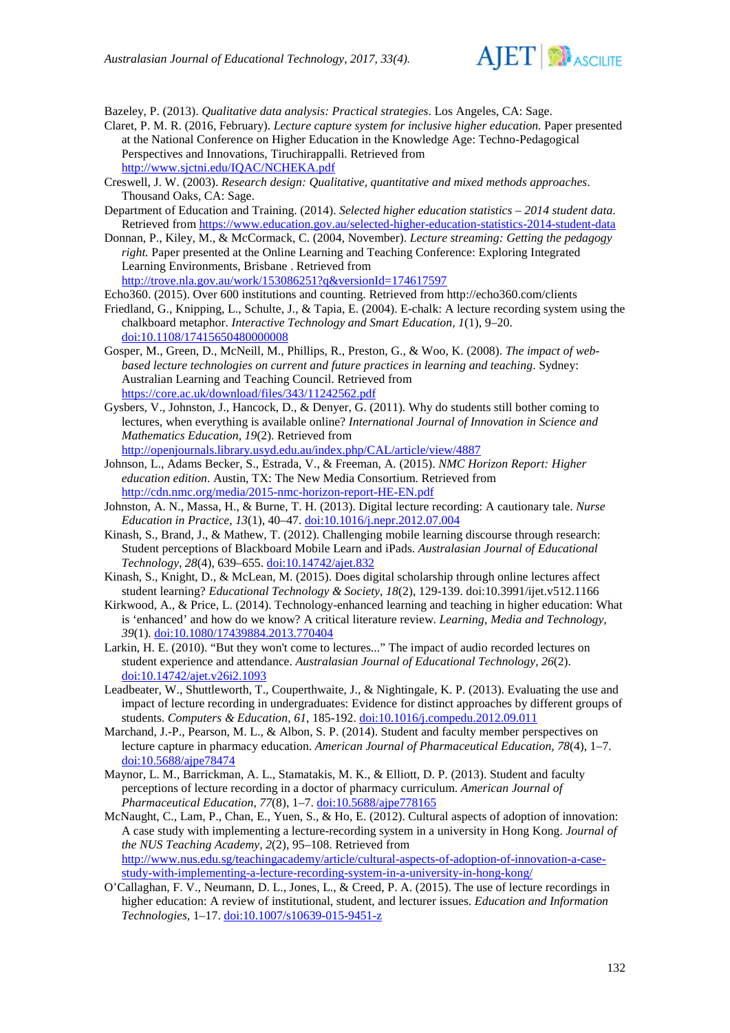Bazeley, P. (2013). *Qualitative data analysis: Practical strategies*. Los Angeles, CA: Sage.

Claret, P. M. R. (2016, February). *Lecture capture system for inclusive higher education.* Paper presented at the National Conference on Higher Education in the Knowledge Age: Techno-Pedagogical Perspectives and Innovations, Tiruchirappalli. Retrieved from http://www.sjctni.edu/IQAC/NCHEKA.pdf

Creswell, J. W. (2003). *Research design: Qualitative, quantitative and mixed methods approaches*. Thousand Oaks, CA: Sage.

Department of Education and Training. (2014). *Selected higher education statistics – 2014 student data*. Retrieved from https://www.education.gov.au/selected-higher-education-statistics-2014-student-data

Donnan, P., Kiley, M., & McCormack, C. (2004, November). *Lecture streaming: Getting the pedagogy right.* Paper presented at the Online Learning and Teaching Conference: Exploring Integrated Learning Environments, Brisbane . Retrieved from http://trove.nla.gov.au/work/153086251?q&versionId=174617597

Echo360. (2015). Over 600 institutions and counting. Retrieved from http://echo360.com/clients

Friedland, G., Knipping, L., Schulte, J., & Tapia, E. (2004). E-chalk: A lecture recording system using the chalkboard metaphor. *Interactive Technology and Smart Education, 1*(1), 9–20. doi:10.1108/17415650480000008

Gosper, M., Green, D., McNeill, M., Phillips, R., Preston, G., & Woo, K. (2008). *The impact of web-based lecture technologies on current and future practices in learning and teaching*. Sydney: Australian Learning and Teaching Council. Retrieved from https://core.ac.uk/download/files/343/11242562.pdf

Gysbers, V., Johnston, J., Hancock, D., & Denyer, G. (2011). Why do students still bother coming to lectures, when everything is available online? *International Journal of Innovation in Science and Mathematics Education, 19*(2). Retrieved from http://openjournals.library.usyd.edu.au/index.php/CAL/article/view/4887

Johnson, L., Adams Becker, S., Estrada, V., & Freeman, A. (2015). *NMC Horizon Report: Higher education edition*. Austin, TX: The New Media Consortium. Retrieved from http://cdn.nmc.org/media/2015-nmc-horizon-report-HE-EN.pdf

Johnston, A. N., Massa, H., & Burne, T. H. (2013). Digital lecture recording: A cautionary tale. *Nurse Education in Practice, 13*(1), 40–47. doi:10.1016/j.nepr.2012.07.004

Kinash, S., Brand, J., & Mathew, T. (2012). Challenging mobile learning discourse through research: Student perceptions of Blackboard Mobile Learn and iPads. *Australasian Journal of Educational Technology, 28*(4), 639–655. doi:10.14742/ajet.832

Kinash, S., Knight, D., & McLean, M. (2015). Does digital scholarship through online lectures affect student learning? *Educational Technology & Society, 18*(2), 129-139. doi:10.3991/ijet.v512.1166

Kirkwood, A., & Price, L. (2014). Technology-enhanced learning and teaching in higher education: What is 'enhanced' and how do we know? A critical literature review. *Learning, Media and Technology, 39*(1). doi:10.1080/17439884.2013.770404

Larkin, H. E. (2010). "But they won't come to lectures..." The impact of audio recorded lectures on student experience and attendance. *Australasian Journal of Educational Technology, 26*(2). doi:10.14742/ajet.v26i2.1093

Leadbeater, W., Shuttleworth, T., Couperthwaite, J., & Nightingale, K. P. (2013). Evaluating the use and impact of lecture recording in undergraduates: Evidence for distinct approaches by different groups of students. *Computers & Education, 61*, 185-192. doi:10.1016/j.compedu.2012.09.011

Marchand, J.-P., Pearson, M. L., & Albon, S. P. (2014). Student and faculty member perspectives on lecture capture in pharmacy education. *American Journal of Pharmaceutical Education, 78*(4), 1–7. doi:10.5688/ajpe78474

Maynor, L. M., Barrickman, A. L., Stamatakis, M. K., & Elliott, D. P. (2013). Student and faculty perceptions of lecture recording in a doctor of pharmacy curriculum. *American Journal of Pharmaceutical Education, 77*(8), 1–7. doi:10.5688/ajpe778165

McNaught, C., Lam, P., Chan, E., Yuen, S., & Ho, E. (2012). Cultural aspects of adoption of innovation: A case study with implementing a lecture-recording system in a university in Hong Kong. *Journal of the NUS Teaching Academy, 2*(2), 95–108. Retrieved from http://www.nus.edu.sg/teachingacademy/article/cultural-aspects-of-adoption-of-innovation-a-case-study-with-implementing-a-lecture-recording-system-in-a-university-in-hong-kong/

O'Callaghan, F. V., Neumann, D. L., Jones, L., & Creed, P. A. (2015). The use of lecture recordings in higher education: A review of institutional, student, and lecturer issues. *Education and Information Technologies*, 1–17. doi:10.1007/s10639-015-9451-z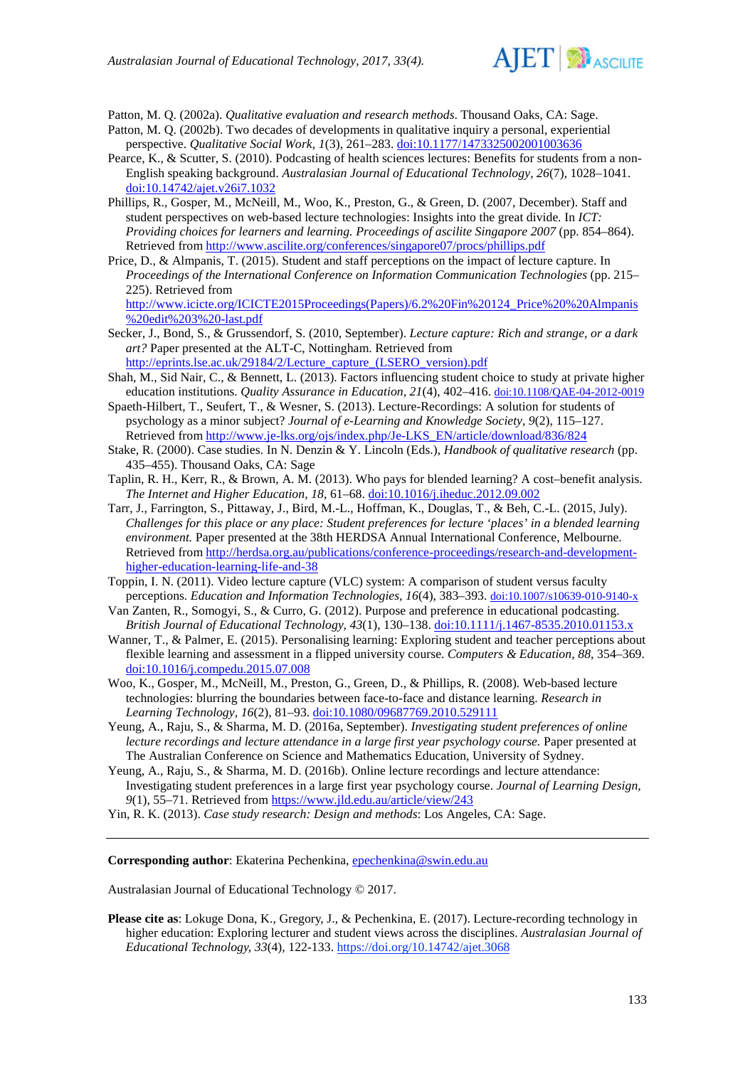Patton, M. Q. (2002a). *Qualitative evaluation and research methods*. Thousand Oaks, CA: Sage.

Patton, M. Q. (2002b). Two decades of developments in qualitative inquiry a personal, experiential perspective. *Qualitative Social Work, 1*(3), 261–283. doi:10.1177/1473325002001003636

Pearce, K., & Scutter, S. (2010). Podcasting of health sciences lectures: Benefits for students from a non-English speaking background. *Australasian Journal of Educational Technology, 26*(7), 1028–1041. doi:10.14742/ajet.v26i7.1032

Phillips, R., Gosper, M., McNeill, M., Woo, K., Preston, G., & Green, D. (2007, December). Staff and student perspectives on web-based lecture technologies: Insights into the great divide. In *ICT: Providing choices for learners and learning. Proceedings of ascilite Singapore 2007* (pp. 854–864). Retrieved from http://www.ascilite.org/conferences/singapore07/procs/phillips.pdf

Price, D., & Almpanis, T. (2015). Student and staff perceptions on the impact of lecture capture. In *Proceedings of the International Conference on Information Communication Technologies* (pp. 215–225). Retrieved from http://www.icicte.org/ICICTE2015Proceedings(Papers)/6.2%20Fin%20124_Price%20%20Almpanis%20edit%203%20-last.pdf

Secker, J., Bond, S., & Grussendorf, S. (2010, September). *Lecture capture: Rich and strange, or a dark art?* Paper presented at the ALT-C, Nottingham. Retrieved from http://eprints.lse.ac.uk/29184/2/Lecture_capture_(LSERO_version).pdf

Shah, M., Sid Nair, C., & Bennett, L. (2013). Factors influencing student choice to study at private higher education institutions. *Quality Assurance in Education, 21*(4), 402–416. doi:10.1108/QAE-04-2012-0019

Spaeth-Hilbert, T., Seufert, T., & Wesner, S. (2013). Lecture-Recordings: A solution for students of psychology as a minor subject? *Journal of e-Learning and Knowledge Society, 9*(2), 115–127. Retrieved from http://www.je-lks.org/ojs/index.php/Je-LKS_EN/article/download/836/824

Stake, R. (2000). Case studies. In N. Denzin & Y. Lincoln (Eds.), *Handbook of qualitative research* (pp. 435–455). Thousand Oaks, CA: Sage

Taplin, R. H., Kerr, R., & Brown, A. M. (2013). Who pays for blended learning? A cost–benefit analysis. *The Internet and Higher Education, 18*, 61–68. doi:10.1016/j.iheduc.2012.09.002

Tarr, J., Farrington, S., Pittaway, J., Bird, M.-L., Hoffman, K., Douglas, T., & Beh, C.-L. (2015, July). *Challenges for this place or any place: Student preferences for lecture 'places' in a blended learning environment.* Paper presented at the 38th HERDSA Annual International Conference, Melbourne. Retrieved from http://herdsa.org.au/publications/conference-proceedings/research-and-development-higher-education-learning-life-and-38

Toppin, I. N. (2011). Video lecture capture (VLC) system: A comparison of student versus faculty perceptions. *Education and Information Technologies, 16*(4), 383–393. doi:10.1007/s10639-010-9140-x

Van Zanten, R., Somogyi, S., & Curro, G. (2012). Purpose and preference in educational podcasting. *British Journal of Educational Technology, 43*(1), 130–138. doi:10.1111/j.1467-8535.2010.01153.x

Wanner, T., & Palmer, E. (2015). Personalising learning: Exploring student and teacher perceptions about flexible learning and assessment in a flipped university course. *Computers & Education, 88*, 354–369. doi:10.1016/j.compedu.2015.07.008

Woo, K., Gosper, M., McNeill, M., Preston, G., Green, D., & Phillips, R. (2008). Web-based lecture technologies: blurring the boundaries between face-to-face and distance learning. *Research in Learning Technology, 16*(2), 81–93. doi:10.1080/09687769.2010.529111

Yeung, A., Raju, S., & Sharma, M. D. (2016a, September). *Investigating student preferences of online lecture recordings and lecture attendance in a large first year psychology course.* Paper presented at The Australian Conference on Science and Mathematics Education, University of Sydney.

Yeung, A., Raju, S., & Sharma, M. D. (2016b). Online lecture recordings and lecture attendance: Investigating student preferences in a large first year psychology course. *Journal of Learning Design, 9*(1), 55–71. Retrieved from https://www.jld.edu.au/article/view/243

Yin, R. K. (2013). *Case study research: Design and methods*: Los Angeles, CA: Sage.

---

**Corresponding author**: Ekaterina Pechenkina, epechenkina@swin.edu.au

Australasian Journal of Educational Technology © 2017.

**Please cite as**: Lokuge Dona, K., Gregory, J., & Pechenkina, E. (2017). Lecture-recording technology in higher education: Exploring lecturer and student views across the disciplines. *Australasian Journal of Educational Technology, 33*(4), 122-133. https://doi.org/10.14742/ajet.3068